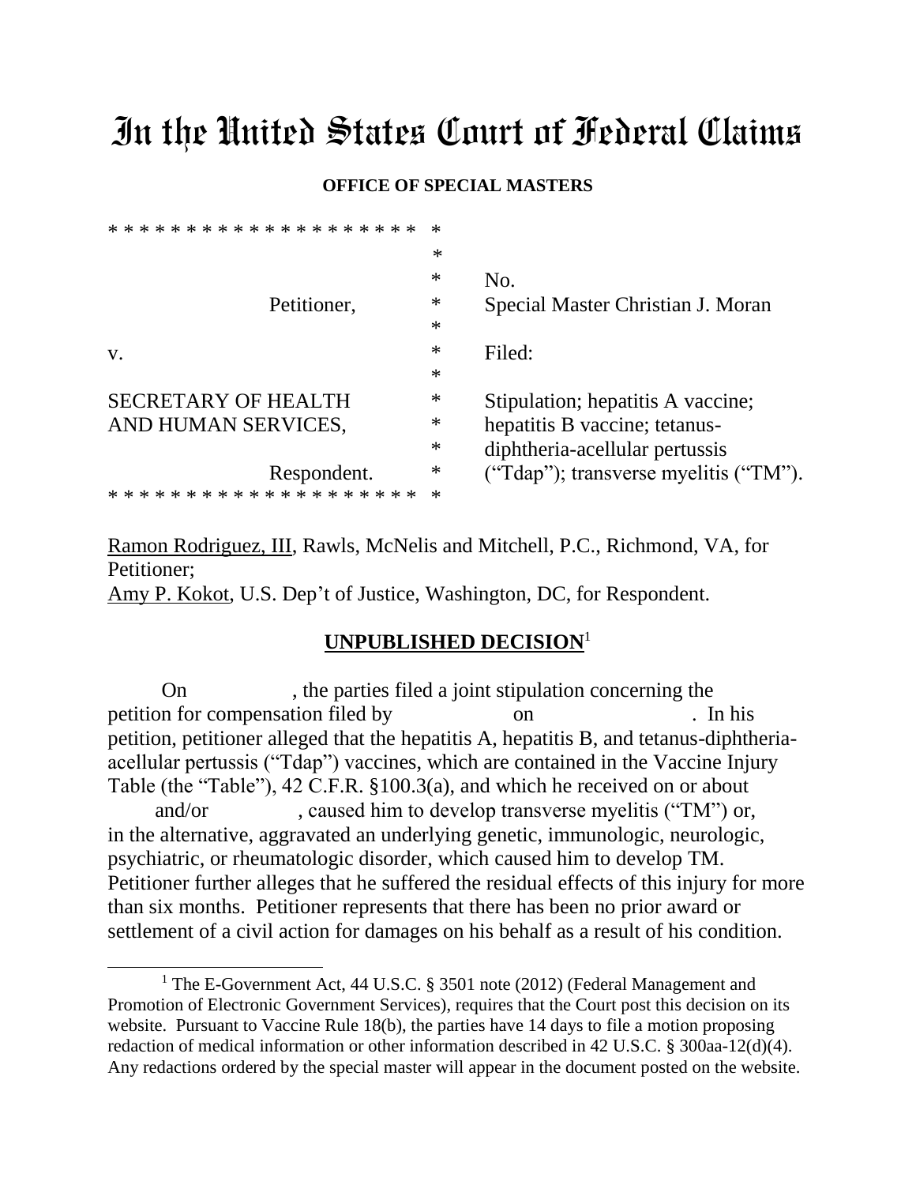# In the United States Court of Federal Claims

**OFFICE OF SPECIAL MASTERS**

```
* * * * * * * * * * * * * * * * * * * *   *
                                          *
                                          *    No.
                    Petitioner,           *    Special Master Christian J. Moran
                                          *
v.                                        *    Filed:
                                          *
SECRETARY OF HEALTH                       *    Stipulation; hepatitis A vaccine;
AND HUMAN SERVICES,                       *    hepatitis B vaccine; tetanus-
                                          *    diphtheria-acellular pertussis
                    Respondent.           *    ("Tdap"); transverse myelitis ("TM").
* * * * * * * * * * * * * * * * * * * *   *
```

Ramon Rodriguez, III, Rawls, McNelis and Mitchell, P.C., Richmond, VA, for Petitioner;
Amy P. Kokot, U.S. Dep't of Justice, Washington, DC, for Respondent.

**UNPUBLISHED DECISION**[1]

On , the parties filed a joint stipulation concerning the petition for compensation filed by on . In his petition, petitioner alleged that the hepatitis A, hepatitis B, and tetanus-diphtheria-acellular pertussis ("Tdap") vaccines, which are contained in the Vaccine Injury Table (the "Table"), 42 C.F.R. §100.3(a), and which he received on or about and/or , caused him to develop transverse myelitis ("TM") or, in the alternative, aggravated an underlying genetic, immunologic, neurologic, psychiatric, or rheumatologic disorder, which caused him to develop TM. Petitioner further alleges that he suffered the residual effects of this injury for more than six months. Petitioner represents that there has been no prior award or settlement of a civil action for damages on his behalf as a result of his condition.

[1] The E-Government Act, 44 U.S.C. § 3501 note (2012) (Federal Management and Promotion of Electronic Government Services), requires that the Court post this decision on its website. Pursuant to Vaccine Rule 18(b), the parties have 14 days to file a motion proposing redaction of medical information or other information described in 42 U.S.C. § 300aa-12(d)(4). Any redactions ordered by the special master will appear in the document posted on the website.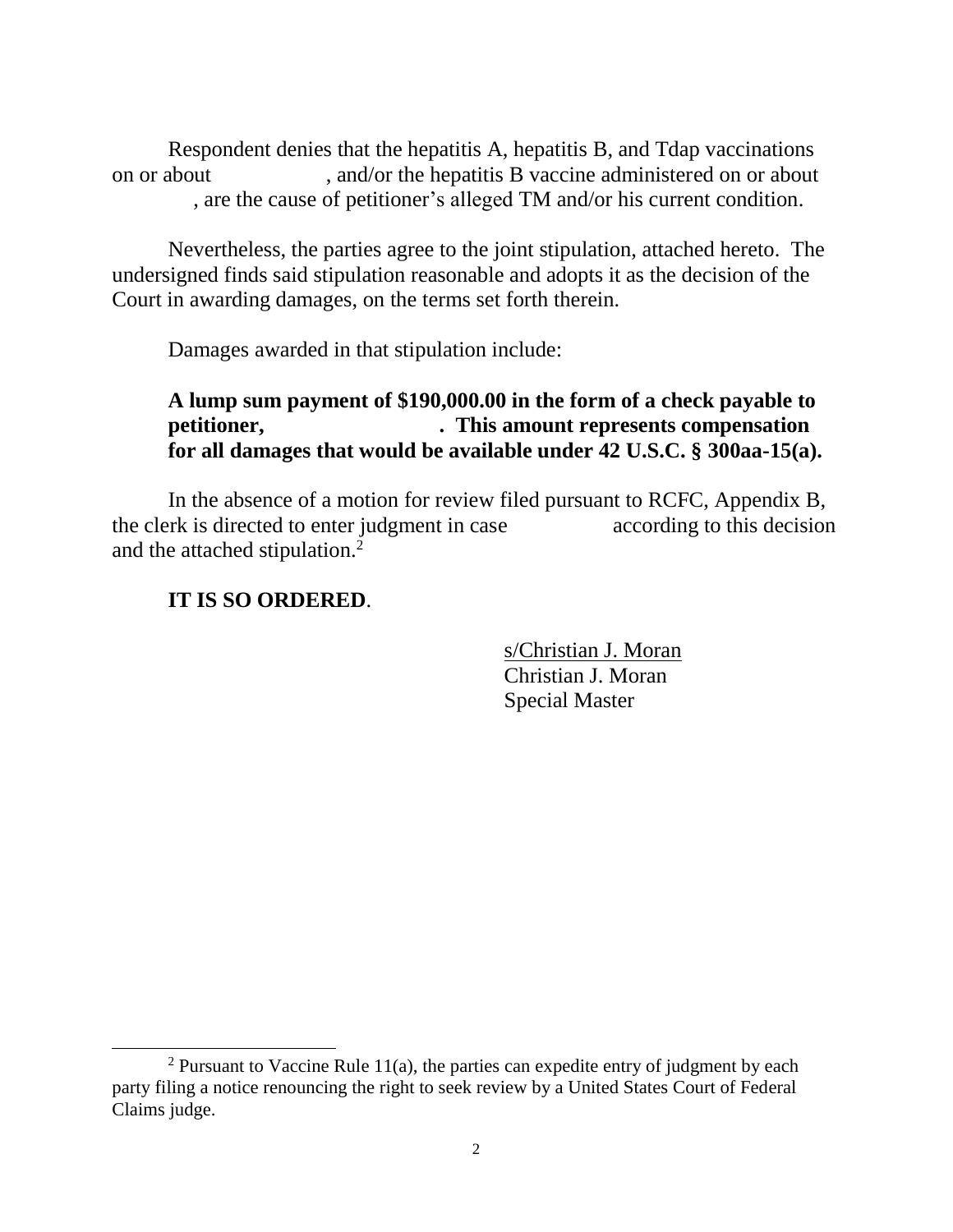Respondent denies that the hepatitis A, hepatitis B, and Tdap vaccinations on or about , and/or the hepatitis B vaccine administered on or about , are the cause of petitioner's alleged TM and/or his current condition.

Nevertheless, the parties agree to the joint stipulation, attached hereto. The undersigned finds said stipulation reasonable and adopts it as the decision of the Court in awarding damages, on the terms set forth therein.

Damages awarded in that stipulation include:

**A lump sum payment of $190,000.00 in the form of a check payable to petitioner, . This amount represents compensation for all damages that would be available under 42 U.S.C. § 300aa-15(a).**

In the absence of a motion for review filed pursuant to RCFC, Appendix B, the clerk is directed to enter judgment in case according to this decision and the attached stipulation.[2]

**IT IS SO ORDERED**.

s/Christian J. Moran
Christian J. Moran
Special Master

[2] Pursuant to Vaccine Rule 11(a), the parties can expedite entry of judgment by each party filing a notice renouncing the right to seek review by a United States Court of Federal Claims judge.